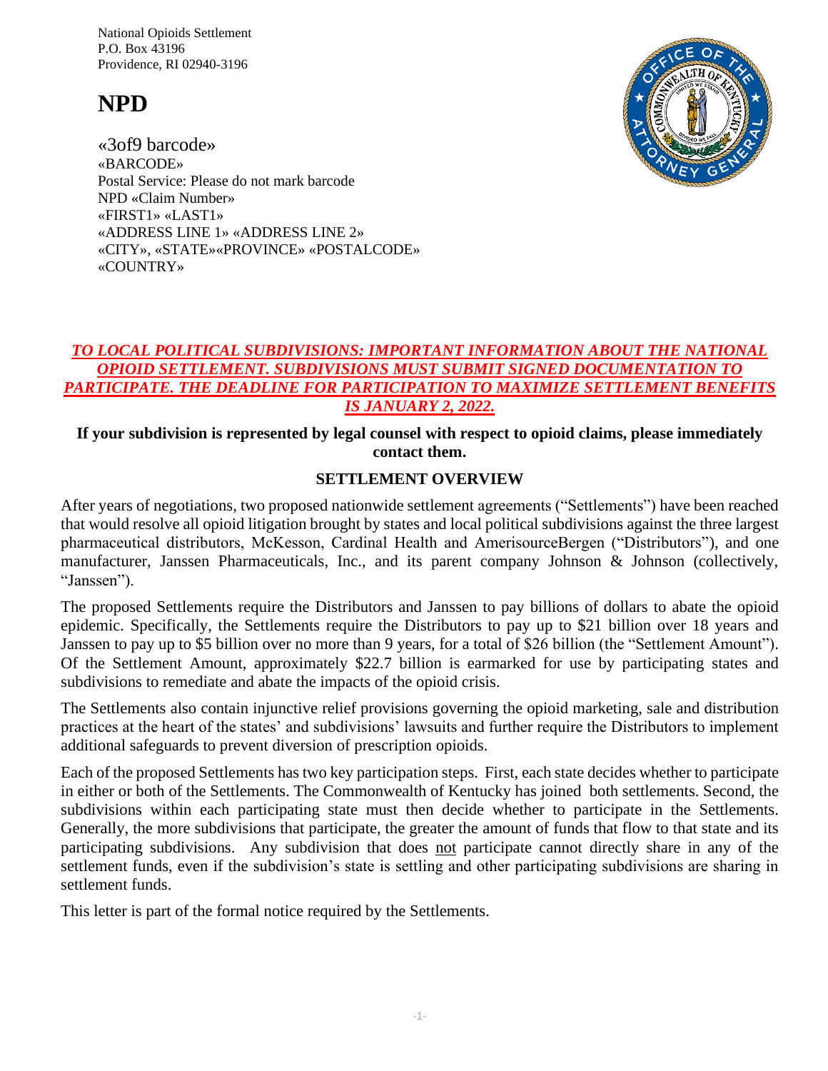National Opioids Settlement
P.O. Box 43196
Providence, RI 02940-3196

# NPD

«3of9 barcode»
«BARCODE»
Postal Service: Please do not mark barcode
NPD «Claim Number»
«FIRST1» «LAST1»
«ADDRESS LINE 1» «ADDRESS LINE 2»
«CITY», «STATE»«PROVINCE» «POSTALCODE»
«COUNTRY»

***TO LOCAL POLITICAL SUBDIVISIONS: IMPORTANT INFORMATION ABOUT THE NATIONAL OPIOID SETTLEMENT. SUBDIVISIONS MUST SUBMIT SIGNED DOCUMENTATION TO PARTICIPATE. THE DEADLINE FOR PARTICIPATION TO MAXIMIZE SETTLEMENT BENEFITS IS JANUARY 2, 2022.***

**If your subdivision is represented by legal counsel with respect to opioid claims, please immediately contact them.**

## SETTLEMENT OVERVIEW

After years of negotiations, two proposed nationwide settlement agreements ("Settlements") have been reached that would resolve all opioid litigation brought by states and local political subdivisions against the three largest pharmaceutical distributors, McKesson, Cardinal Health and AmerisourceBergen ("Distributors"), and one manufacturer, Janssen Pharmaceuticals, Inc., and its parent company Johnson & Johnson (collectively, "Janssen").

The proposed Settlements require the Distributors and Janssen to pay billions of dollars to abate the opioid epidemic. Specifically, the Settlements require the Distributors to pay up to $21 billion over 18 years and Janssen to pay up to $5 billion over no more than 9 years, for a total of $26 billion (the "Settlement Amount"). Of the Settlement Amount, approximately $22.7 billion is earmarked for use by participating states and subdivisions to remediate and abate the impacts of the opioid crisis.

The Settlements also contain injunctive relief provisions governing the opioid marketing, sale and distribution practices at the heart of the states' and subdivisions' lawsuits and further require the Distributors to implement additional safeguards to prevent diversion of prescription opioids.

Each of the proposed Settlements has two key participation steps. First, each state decides whether to participate in either or both of the Settlements. The Commonwealth of Kentucky has joined both settlements. Second, the subdivisions within each participating state must then decide whether to participate in the Settlements. Generally, the more subdivisions that participate, the greater the amount of funds that flow to that state and its participating subdivisions. Any subdivision that does not participate cannot directly share in any of the settlement funds, even if the subdivision's state is settling and other participating subdivisions are sharing in settlement funds.

This letter is part of the formal notice required by the Settlements.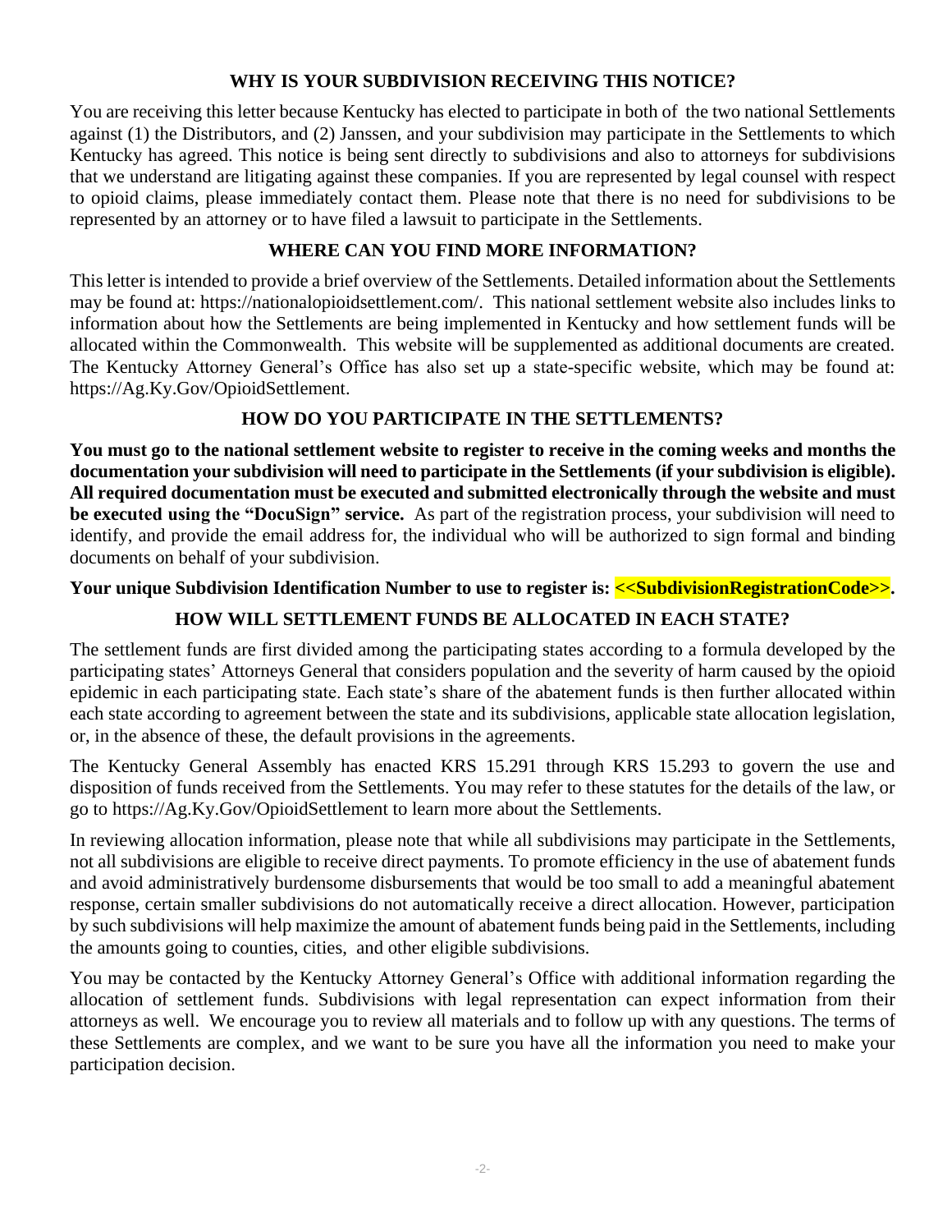## WHY IS YOUR SUBDIVISION RECEIVING THIS NOTICE?

You are receiving this letter because Kentucky has elected to participate in both of the two national Settlements against (1) the Distributors, and (2) Janssen, and your subdivision may participate in the Settlements to which Kentucky has agreed. This notice is being sent directly to subdivisions and also to attorneys for subdivisions that we understand are litigating against these companies. If you are represented by legal counsel with respect to opioid claims, please immediately contact them. Please note that there is no need for subdivisions to be represented by an attorney or to have filed a lawsuit to participate in the Settlements.

## WHERE CAN YOU FIND MORE INFORMATION?

This letter is intended to provide a brief overview of the Settlements. Detailed information about the Settlements may be found at: https://nationalopioidsettlement.com/. This national settlement website also includes links to information about how the Settlements are being implemented in Kentucky and how settlement funds will be allocated within the Commonwealth. This website will be supplemented as additional documents are created. The Kentucky Attorney General's Office has also set up a state-specific website, which may be found at: https://Ag.Ky.Gov/OpioidSettlement.

## HOW DO YOU PARTICIPATE IN THE SETTLEMENTS?

**You must go to the national settlement website to register to receive in the coming weeks and months the documentation your subdivision will need to participate in the Settlements (if your subdivision is eligible). All required documentation must be executed and submitted electronically through the website and must be executed using the "DocuSign" service.** As part of the registration process, your subdivision will need to identify, and provide the email address for, the individual who will be authorized to sign formal and binding documents on behalf of your subdivision.

**Your unique Subdivision Identification Number to use to register is: <<SubdivisionRegistrationCode>>.**

## HOW WILL SETTLEMENT FUNDS BE ALLOCATED IN EACH STATE?

The settlement funds are first divided among the participating states according to a formula developed by the participating states' Attorneys General that considers population and the severity of harm caused by the opioid epidemic in each participating state. Each state's share of the abatement funds is then further allocated within each state according to agreement between the state and its subdivisions, applicable state allocation legislation, or, in the absence of these, the default provisions in the agreements.

The Kentucky General Assembly has enacted KRS 15.291 through KRS 15.293 to govern the use and disposition of funds received from the Settlements. You may refer to these statutes for the details of the law, or go to https://Ag.Ky.Gov/OpioidSettlement to learn more about the Settlements.

In reviewing allocation information, please note that while all subdivisions may participate in the Settlements, not all subdivisions are eligible to receive direct payments. To promote efficiency in the use of abatement funds and avoid administratively burdensome disbursements that would be too small to add a meaningful abatement response, certain smaller subdivisions do not automatically receive a direct allocation. However, participation by such subdivisions will help maximize the amount of abatement funds being paid in the Settlements, including the amounts going to counties, cities, and other eligible subdivisions.

You may be contacted by the Kentucky Attorney General's Office with additional information regarding the allocation of settlement funds. Subdivisions with legal representation can expect information from their attorneys as well. We encourage you to review all materials and to follow up with any questions. The terms of these Settlements are complex, and we want to be sure you have all the information you need to make your participation decision.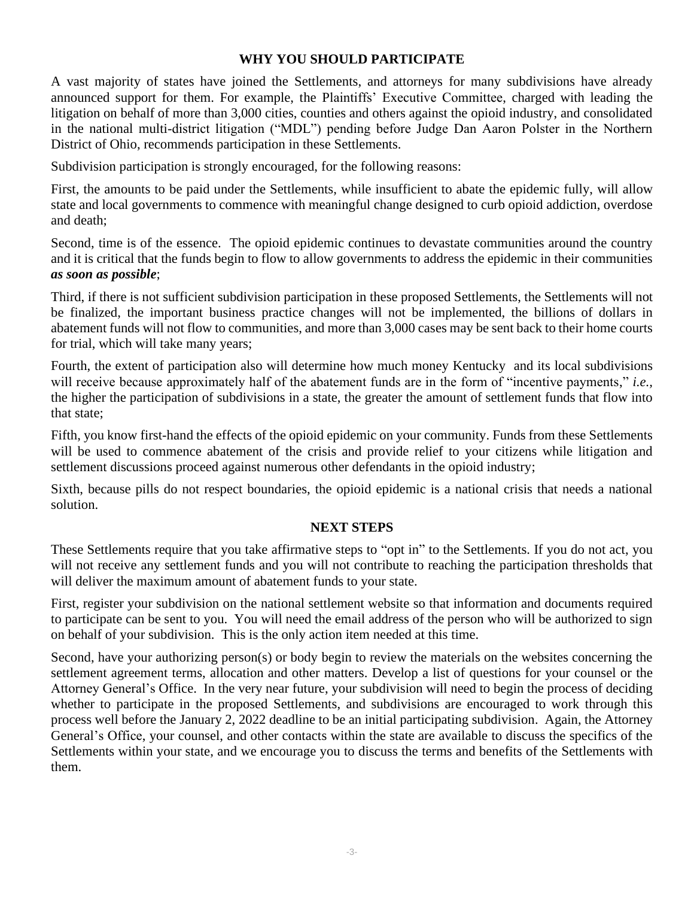## WHY YOU SHOULD PARTICIPATE

A vast majority of states have joined the Settlements, and attorneys for many subdivisions have already announced support for them. For example, the Plaintiffs' Executive Committee, charged with leading the litigation on behalf of more than 3,000 cities, counties and others against the opioid industry, and consolidated in the national multi-district litigation ("MDL") pending before Judge Dan Aaron Polster in the Northern District of Ohio, recommends participation in these Settlements.

Subdivision participation is strongly encouraged, for the following reasons:

First, the amounts to be paid under the Settlements, while insufficient to abate the epidemic fully, will allow state and local governments to commence with meaningful change designed to curb opioid addiction, overdose and death;

Second, time is of the essence. The opioid epidemic continues to devastate communities around the country and it is critical that the funds begin to flow to allow governments to address the epidemic in their communities ***as soon as possible***;

Third, if there is not sufficient subdivision participation in these proposed Settlements, the Settlements will not be finalized, the important business practice changes will not be implemented, the billions of dollars in abatement funds will not flow to communities, and more than 3,000 cases may be sent back to their home courts for trial, which will take many years;

Fourth, the extent of participation also will determine how much money Kentucky and its local subdivisions will receive because approximately half of the abatement funds are in the form of "incentive payments," *i.e.*, the higher the participation of subdivisions in a state, the greater the amount of settlement funds that flow into that state;

Fifth, you know first-hand the effects of the opioid epidemic on your community. Funds from these Settlements will be used to commence abatement of the crisis and provide relief to your citizens while litigation and settlement discussions proceed against numerous other defendants in the opioid industry;

Sixth, because pills do not respect boundaries, the opioid epidemic is a national crisis that needs a national solution.

## NEXT STEPS

These Settlements require that you take affirmative steps to "opt in" to the Settlements. If you do not act, you will not receive any settlement funds and you will not contribute to reaching the participation thresholds that will deliver the maximum amount of abatement funds to your state.

First, register your subdivision on the national settlement website so that information and documents required to participate can be sent to you. You will need the email address of the person who will be authorized to sign on behalf of your subdivision. This is the only action item needed at this time.

Second, have your authorizing person(s) or body begin to review the materials on the websites concerning the settlement agreement terms, allocation and other matters. Develop a list of questions for your counsel or the Attorney General's Office. In the very near future, your subdivision will need to begin the process of deciding whether to participate in the proposed Settlements, and subdivisions are encouraged to work through this process well before the January 2, 2022 deadline to be an initial participating subdivision. Again, the Attorney General's Office, your counsel, and other contacts within the state are available to discuss the specifics of the Settlements within your state, and we encourage you to discuss the terms and benefits of the Settlements with them.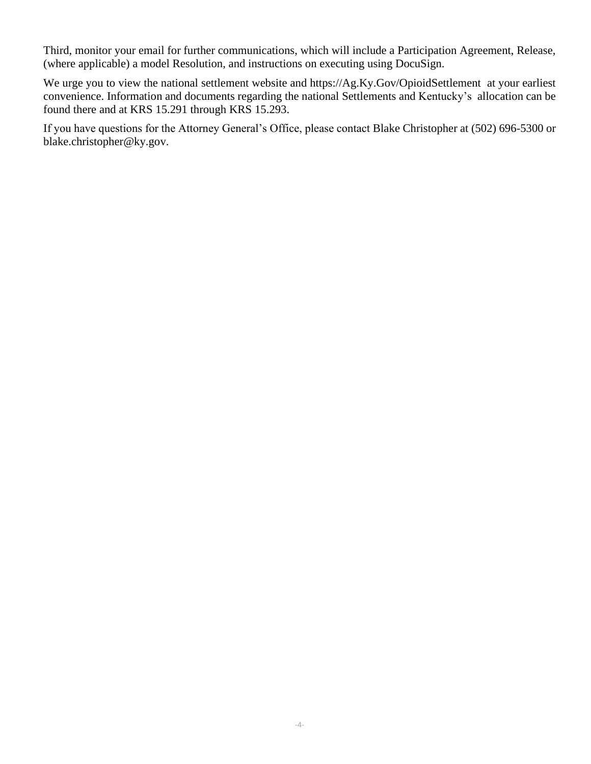Third, monitor your email for further communications, which will include a Participation Agreement, Release, (where applicable) a model Resolution, and instructions on executing using DocuSign.

We urge you to view the national settlement website and https://Ag.Ky.Gov/OpioidSettlement at your earliest convenience. Information and documents regarding the national Settlements and Kentucky's allocation can be found there and at KRS 15.291 through KRS 15.293.

If you have questions for the Attorney General's Office, please contact Blake Christopher at (502) 696-5300 or blake.christopher@ky.gov.